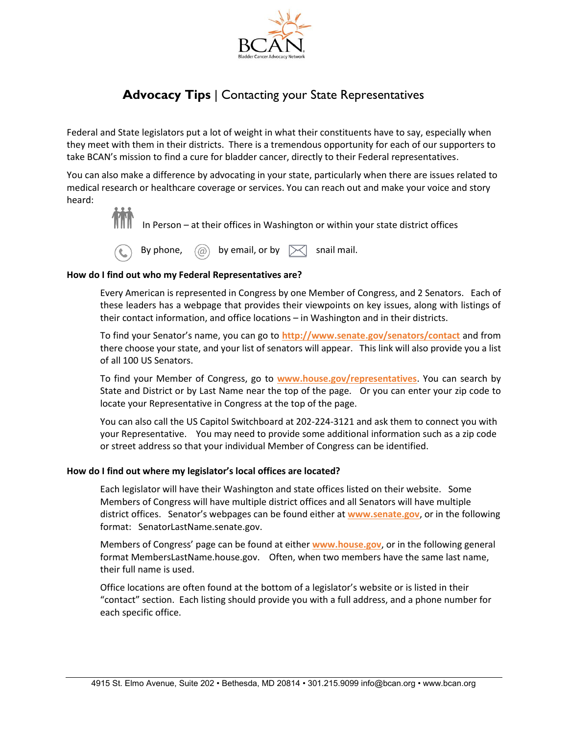# Advocacy Tips | Contacting your State Representatives

Federal and State legislators put a lot of weight in what their constituents have to say, especially when they meet with them in their districts. There is a tremendous opportunity for each of our supporters to take BCAN's mission to find a cure for bladder cancer, directly to their Federal representatives.

You can also make a difference by advocating in your state, particularly when there are issues related to medical research or healthcare coverage or services. You can reach out and make your voice and story heard:

In Person – at their offices in Washington or within your state district offices

By phone, by email, or by snail mail.

**How do I find out who my Federal Representatives are?**

Every American is represented in Congress by one Member of Congress, and 2 Senators. Each of these leaders has a webpage that provides their viewpoints on key issues, along with listings of their contact information, and office locations – in Washington and in their districts.

To find your Senator's name, you can go to **http://www.senate.gov/senators/contact** and from there choose your state, and your list of senators will appear. This link will also provide you a list of all 100 US Senators.

To find your Member of Congress, go to **www.house.gov/representatives**. You can search by State and District or by Last Name near the top of the page. Or you can enter your zip code to locate your Representative in Congress at the top of the page.

You can also call the US Capitol Switchboard at 202-224-3121 and ask them to connect you with your Representative. You may need to provide some additional information such as a zip code or street address so that your individual Member of Congress can be identified.

**How do I find out where my legislator's local offices are located?**

Each legislator will have their Washington and state offices listed on their website. Some Members of Congress will have multiple district offices and all Senators will have multiple district offices. Senator's webpages can be found either at **www.senate.gov**, or in the following format: SenatorLastName.senate.gov.

Members of Congress' page can be found at either **www.house.gov**, or in the following general format MembersLastName.house.gov. Often, when two members have the same last name, their full name is used.

Office locations are often found at the bottom of a legislator's website or is listed in their "contact" section. Each listing should provide you with a full address, and a phone number for each specific office.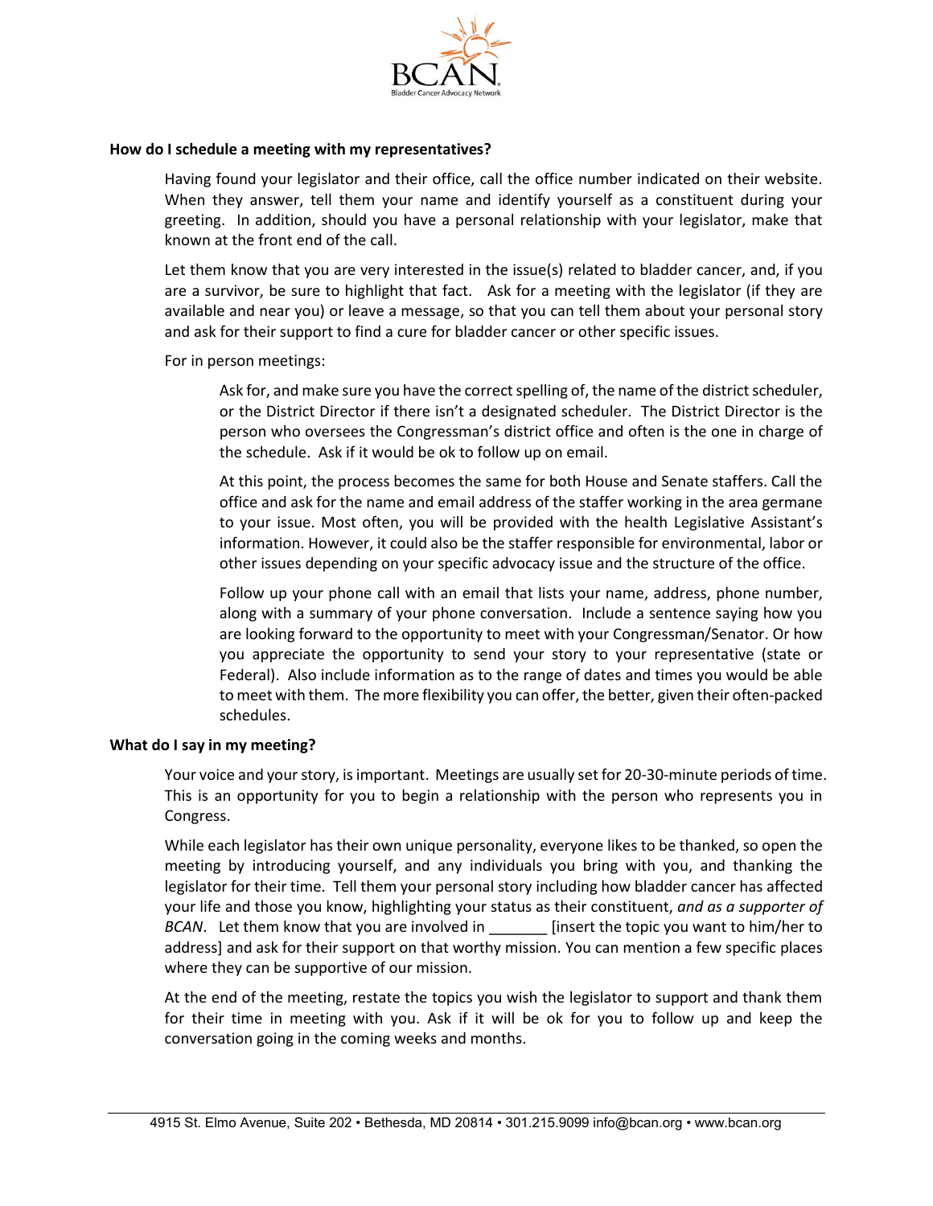**How do I schedule a meeting with my representatives?**

Having found your legislator and their office, call the office number indicated on their website. When they answer, tell them your name and identify yourself as a constituent during your greeting. In addition, should you have a personal relationship with your legislator, make that known at the front end of the call.

Let them know that you are very interested in the issue(s) related to bladder cancer, and, if you are a survivor, be sure to highlight that fact. Ask for a meeting with the legislator (if they are available and near you) or leave a message, so that you can tell them about your personal story and ask for their support to find a cure for bladder cancer or other specific issues.

For in person meetings:

> Ask for, and make sure you have the correct spelling of, the name of the district scheduler, or the District Director if there isn't a designated scheduler. The District Director is the person who oversees the Congressman's district office and often is the one in charge of the schedule. Ask if it would be ok to follow up on email.
>
> At this point, the process becomes the same for both House and Senate staffers. Call the office and ask for the name and email address of the staffer working in the area germane to your issue. Most often, you will be provided with the health Legislative Assistant's information. However, it could also be the staffer responsible for environmental, labor or other issues depending on your specific advocacy issue and the structure of the office.
>
> Follow up your phone call with an email that lists your name, address, phone number, along with a summary of your phone conversation. Include a sentence saying how you are looking forward to the opportunity to meet with your Congressman/Senator. Or how you appreciate the opportunity to send your story to your representative (state or Federal). Also include information as to the range of dates and times you would be able to meet with them. The more flexibility you can offer, the better, given their often-packed schedules.

**What do I say in my meeting?**

Your voice and your story, is important. Meetings are usually set for 20-30-minute periods of time. This is an opportunity for you to begin a relationship with the person who represents you in Congress.

While each legislator has their own unique personality, everyone likes to be thanked, so open the meeting by introducing yourself, and any individuals you bring with you, and thanking the legislator for their time. Tell them your personal story including how bladder cancer has affected your life and those you know, highlighting your status as their constituent, *and as a supporter of BCAN*. Let them know that you are involved in _______ [insert the topic you want to him/her to address] and ask for their support on that worthy mission. You can mention a few specific places where they can be supportive of our mission.

At the end of the meeting, restate the topics you wish the legislator to support and thank them for their time in meeting with you. Ask if it will be ok for you to follow up and keep the conversation going in the coming weeks and months.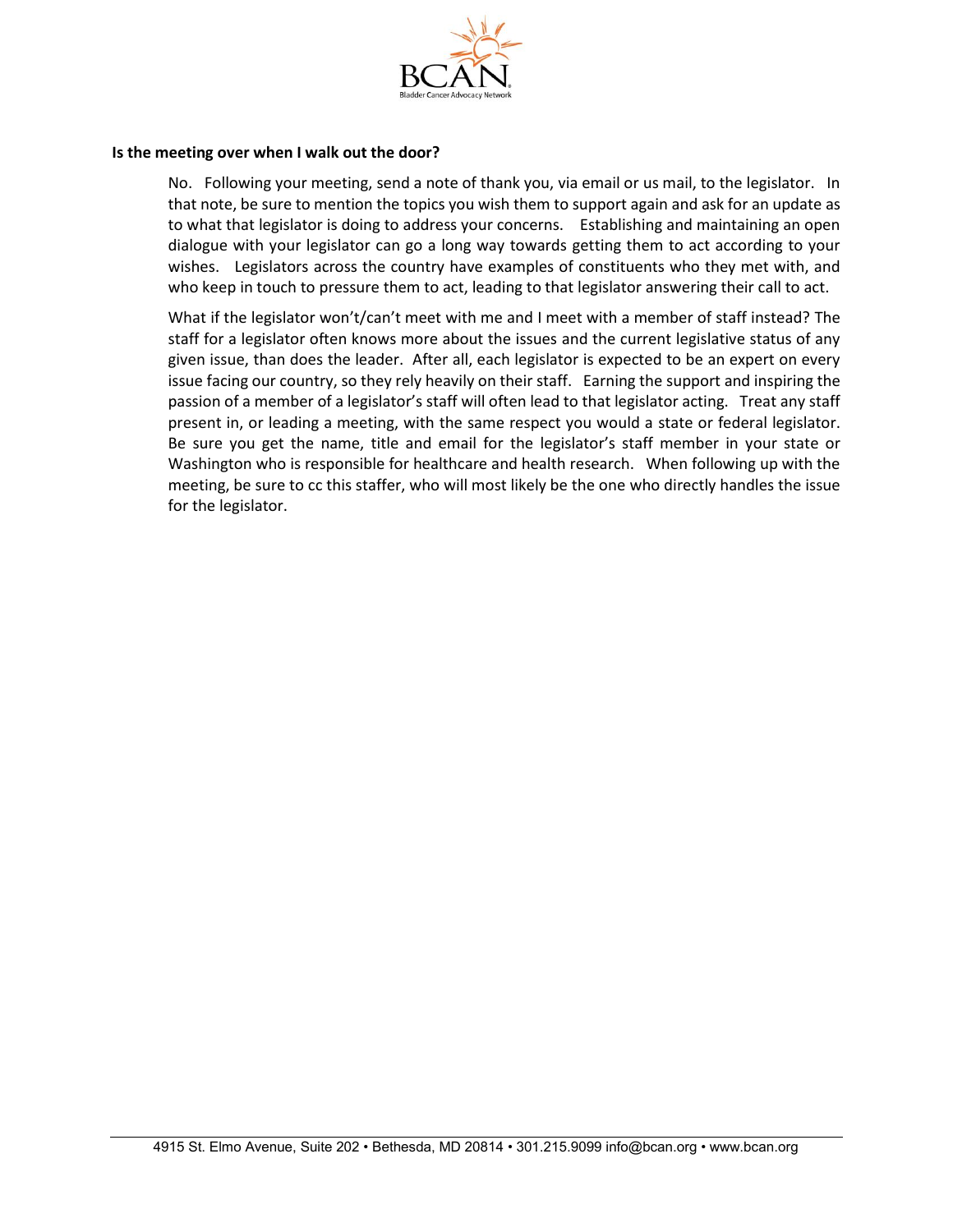**Is the meeting over when I walk out the door?**

No. Following your meeting, send a note of thank you, via email or us mail, to the legislator. In that note, be sure to mention the topics you wish them to support again and ask for an update as to what that legislator is doing to address your concerns. Establishing and maintaining an open dialogue with your legislator can go a long way towards getting them to act according to your wishes. Legislators across the country have examples of constituents who they met with, and who keep in touch to pressure them to act, leading to that legislator answering their call to act.

What if the legislator won't/can't meet with me and I meet with a member of staff instead? The staff for a legislator often knows more about the issues and the current legislative status of any given issue, than does the leader. After all, each legislator is expected to be an expert on every issue facing our country, so they rely heavily on their staff. Earning the support and inspiring the passion of a member of a legislator's staff will often lead to that legislator acting. Treat any staff present in, or leading a meeting, with the same respect you would a state or federal legislator. Be sure you get the name, title and email for the legislator's staff member in your state or Washington who is responsible for healthcare and health research. When following up with the meeting, be sure to cc this staffer, who will most likely be the one who directly handles the issue for the legislator.